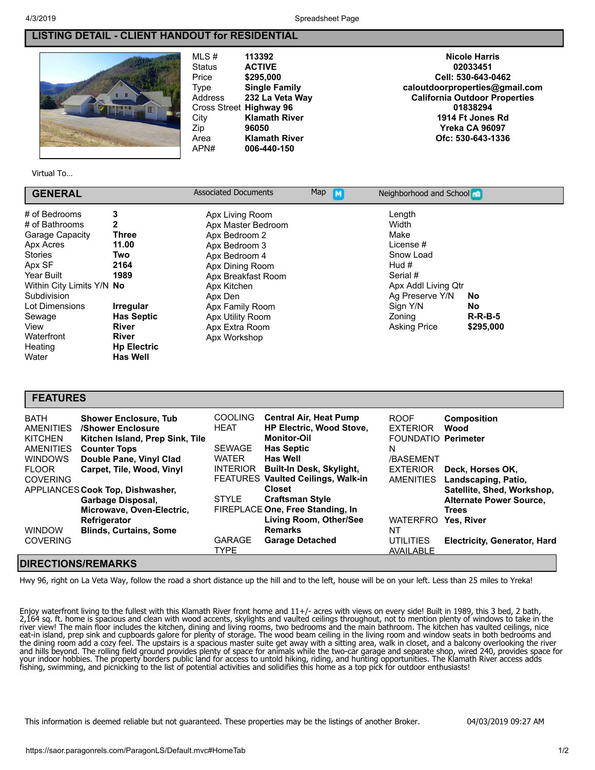# LISTING DETAIL - CLIENT HANDOUT for RESIDENTIAL

| | |
|---|---|
| MLS # | **113392** |
| Status | **ACTIVE** |
| Price | **$295,000** |
| Type | **Single Family** |
| Address | **232 La Veta Way** |
| Cross Street | **Highway 96** |
| City | **Klamath River** |
| Zip | **96050** |
| Area | **Klamath River** |
| APN# | **006-440-150** |

**Nicole Harris**
**02033451**
**Cell: 530-643-0462**
**caloutdoorproperties@gmail.com**
**California Outdoor Properties**
**01838294**
**1914 Ft Jones Rd**
**Yreka CA 96097**
**Ofc: 530-643-1336**

Virtual To...

## GENERAL

Associated Documents | Map | Neighborhood and School

| | |
|---|---|
| # of Bedrooms | **3** |
| # of Bathrooms | **2** |
| Garage Capacity | **Three** |
| Apx Acres | **11.00** |
| Stories | **Two** |
| Apx SF | **2164** |
| Year Built | **1989** |
| Within City Limits Y/N | **No** |
| Subdivision | |
| Lot Dimensions | **Irregular** |
| Sewage | **Has Septic** |
| View | **River** |
| Waterfront | **River** |
| Heating | **Hp Electric** |
| Water | **Has Well** |

Apx Living Room
Apx Master Bedroom
Apx Bedroom 2
Apx Bedroom 3
Apx Bedroom 4
Apx Dining Room
Apx Breakfast Room
Apx Kitchen
Apx Den
Apx Family Room
Apx Utility Room
Apx Extra Room
Apx Workshop

| | |
|---|---|
| Length | |
| Width | |
| Make | |
| License # | |
| Snow Load | |
| Hud # | |
| Serial # | |
| Apx Addl Living Qtr | |
| Ag Preserve Y/N | **No** |
| Sign Y/N | **No** |
| Zoning | **R-R-B-5** |
| Asking Price | **$295,000** |

## FEATURES

| | |
|---|---|
| BATH AMENITIES | **Shower Enclosure, Tub /Shower Enclosure** |
| KITCHEN AMENITIES | **Kitchen Island, Prep Sink, Tile Counter Tops** |
| WINDOWS | **Double Pane, Vinyl Clad** |
| FLOOR COVERING | **Carpet, Tile, Wood, Vinyl** |
| APPLIANCES | **Cook Top, Dishwasher, Garbage Disposal, Microwave, Oven-Electric, Refrigerator** |
| WINDOW COVERING | **Blinds, Curtains, Some** |
| COOLING | **Central Air, Heat Pump** |
| HEAT | **HP Electric, Wood Stove, Monitor-Oil** |
| SEWAGE | **Has Septic** |
| WATER | **Has Well** |
| INTERIOR FEATURES | **Built-In Desk, Skylight, Vaulted Ceilings, Walk-in Closet** |
| STYLE | **Craftsman Style** |
| FIREPLACE | **One, Free Standing, In Living Room, Other/See Remarks** |
| GARAGE TYPE | **Garage Detached** |
| ROOF | **Composition** |
| EXTERIOR | **Wood** |
| FOUNDATION /BASEMENT | **Perimeter** |
| EXTERIOR AMENITIES | **Deck, Horses OK, Landscaping, Patio, Satellite, Shed, Workshop, Alternate Power Source, Trees** |
| WATERFRONT | **Yes, River** |
| UTILITIES AVAILABLE | **Electricity, Generator, Hard** |

## DIRECTIONS/REMARKS

Hwy 96, right on La Veta Way, follow the road a short distance up the hill and to the left, house will be on your left. Less than 25 miles to Yreka!

Enjoy waterfront living to the fullest with this Klamath River front home and 11+/- acres with views on every side! Built in 1989, this 3 bed, 2 bath, 2,164 sq. ft. home is spacious and clean with wood accents, skylights and vaulted ceilings throughout, not to mention plenty of windows to take in the river view! The main floor includes the kitchen, dining and living rooms, two bedrooms and the main bathroom. The kitchen has vaulted ceilings, nice eat-in island, prep sink and cupboards galore for plenty of storage. The wood beam ceiling in the living room and window seats in both bedrooms and the dining room add a cozy feel. The upstairs is a spacious master suite get away with a sitting area, walk in closet, and a balcony overlooking the river and hills beyond. The rolling field ground provides plenty of space for animals while the two-car garage and separate shop, wired 240, provides space for your indoor hobbies. The property borders public land for access to untold hiking, riding, and hunting opportunities. The Klamath River access adds fishing, swimming, and picnicking to the list of potential activities and solidifies this home as a top pick for outdoor enthusiasts!

This information is deemed reliable but not guaranteed. These properties may be the listings of another Broker. 04/03/2019 09:27 AM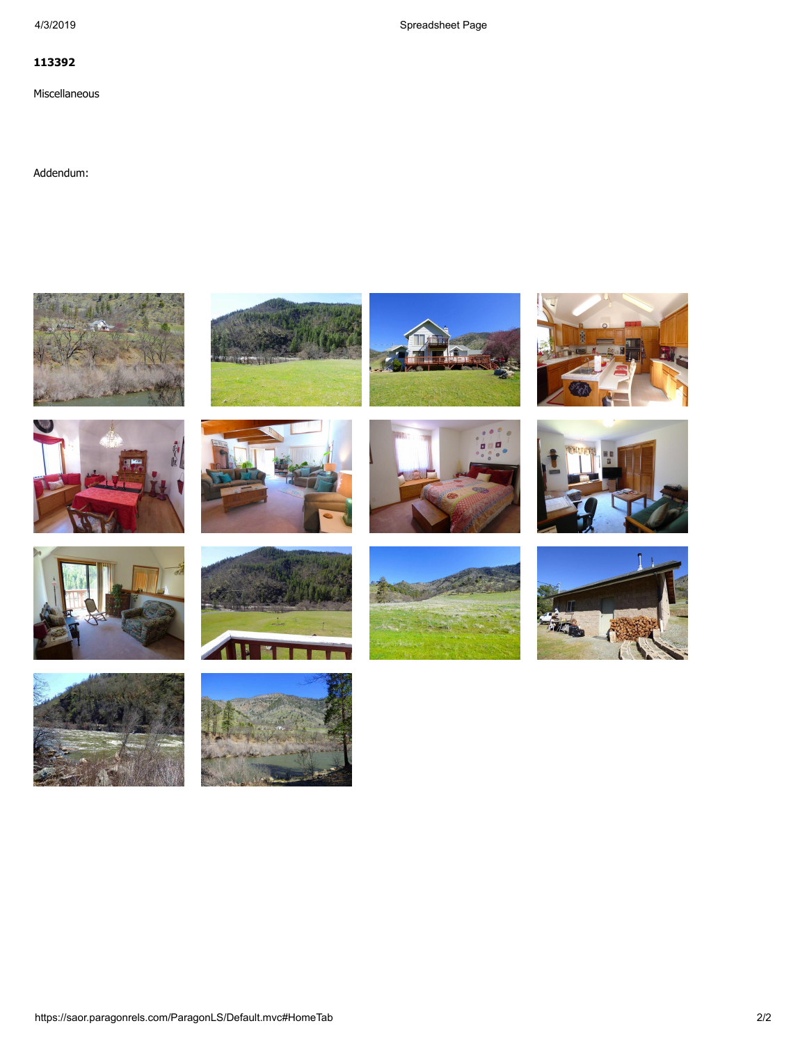**113392**

Miscellaneous

Addendum: